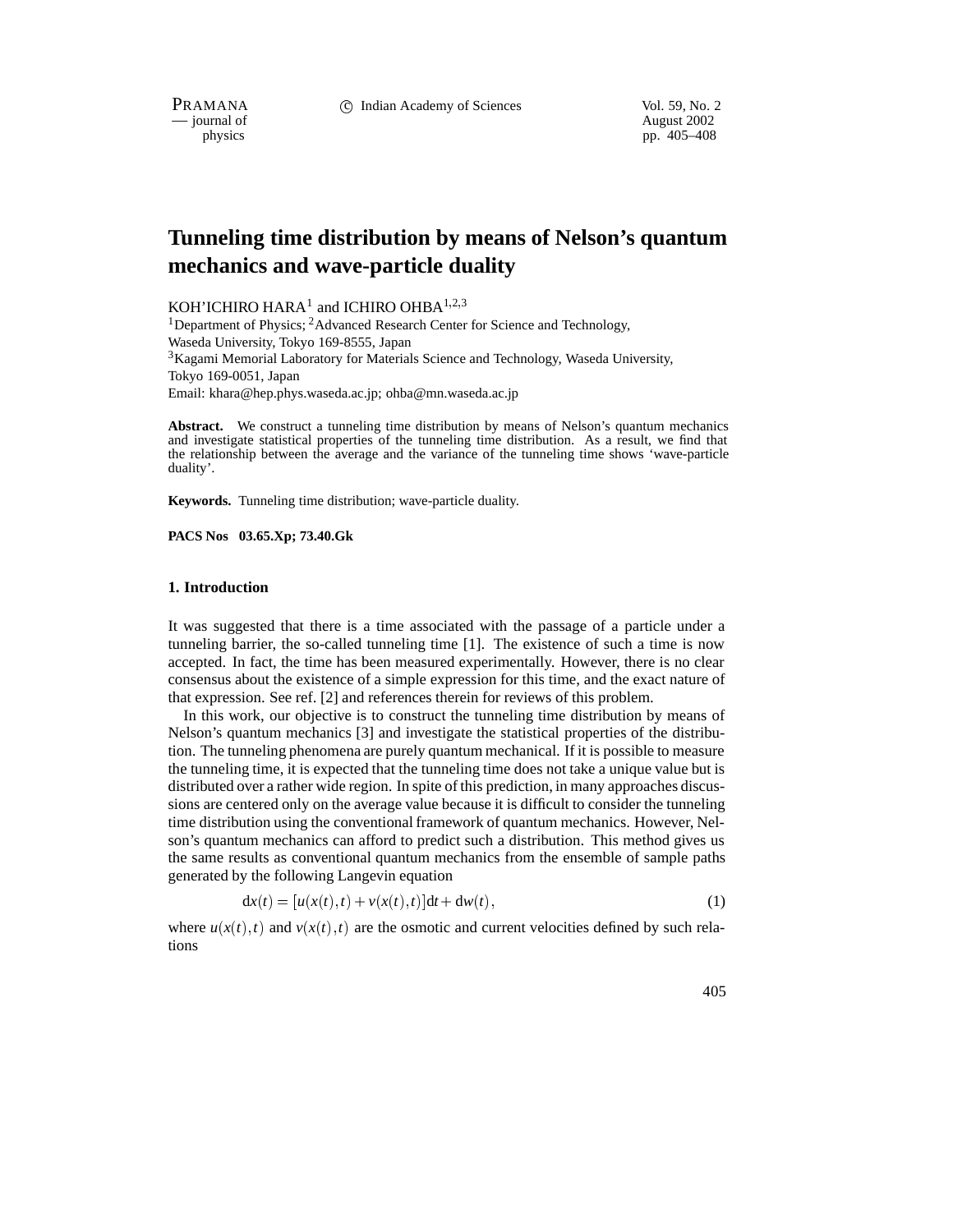# Tunneling time distribution by means of Nelson's quantum mechanics and wave-particle duality

KOH'ICHIRO HARA[1] and ICHIRO OHBA[1,2,3]

[1]Department of Physics; [2]Advanced Research Center for Science and Technology, Waseda University, Tokyo 169-8555, Japan

[3]Kagami Memorial Laboratory for Materials Science and Technology, Waseda University, Tokyo 169-0051, Japan

Email: khara@hep.phys.waseda.ac.jp; ohba@mn.waseda.ac.jp

**Abstract.** We construct a tunneling time distribution by means of Nelson's quantum mechanics and investigate statistical properties of the tunneling time distribution. As a result, we find that the relationship between the average and the variance of the tunneling time shows 'wave-particle duality'.

**Keywords.** Tunneling time distribution; wave-particle duality.

**PACS Nos 03.65.Xp; 73.40.Gk**

## 1. Introduction

It was suggested that there is a time associated with the passage of a particle under a tunneling barrier, the so-called tunneling time [1]. The existence of such a time is now accepted. In fact, the time has been measured experimentally. However, there is no clear consensus about the existence of a simple expression for this time, and the exact nature of that expression. See ref. [2] and references therein for reviews of this problem.

In this work, our objective is to construct the tunneling time distribution by means of Nelson's quantum mechanics [3] and investigate the statistical properties of the distribution. The tunneling phenomena are purely quantum mechanical. If it is possible to measure the tunneling time, it is expected that the tunneling time does not take a unique value but is distributed over a rather wide region. In spite of this prediction, in many approaches discussions are centered only on the average value because it is difficult to consider the tunneling time distribution using the conventional framework of quantum mechanics. However, Nelson's quantum mechanics can afford to predict such a distribution. This method gives us the same results as conventional quantum mechanics from the ensemble of sample paths generated by the following Langevin equation

$$\mathrm{d}x(t) = [u(x(t),t) + v(x(t),t)]\mathrm{d}t + \mathrm{d}w(t), \tag{1}$$

where $u(x(t),t)$ and $v(x(t),t)$ are the osmotic and current velocities defined by such relations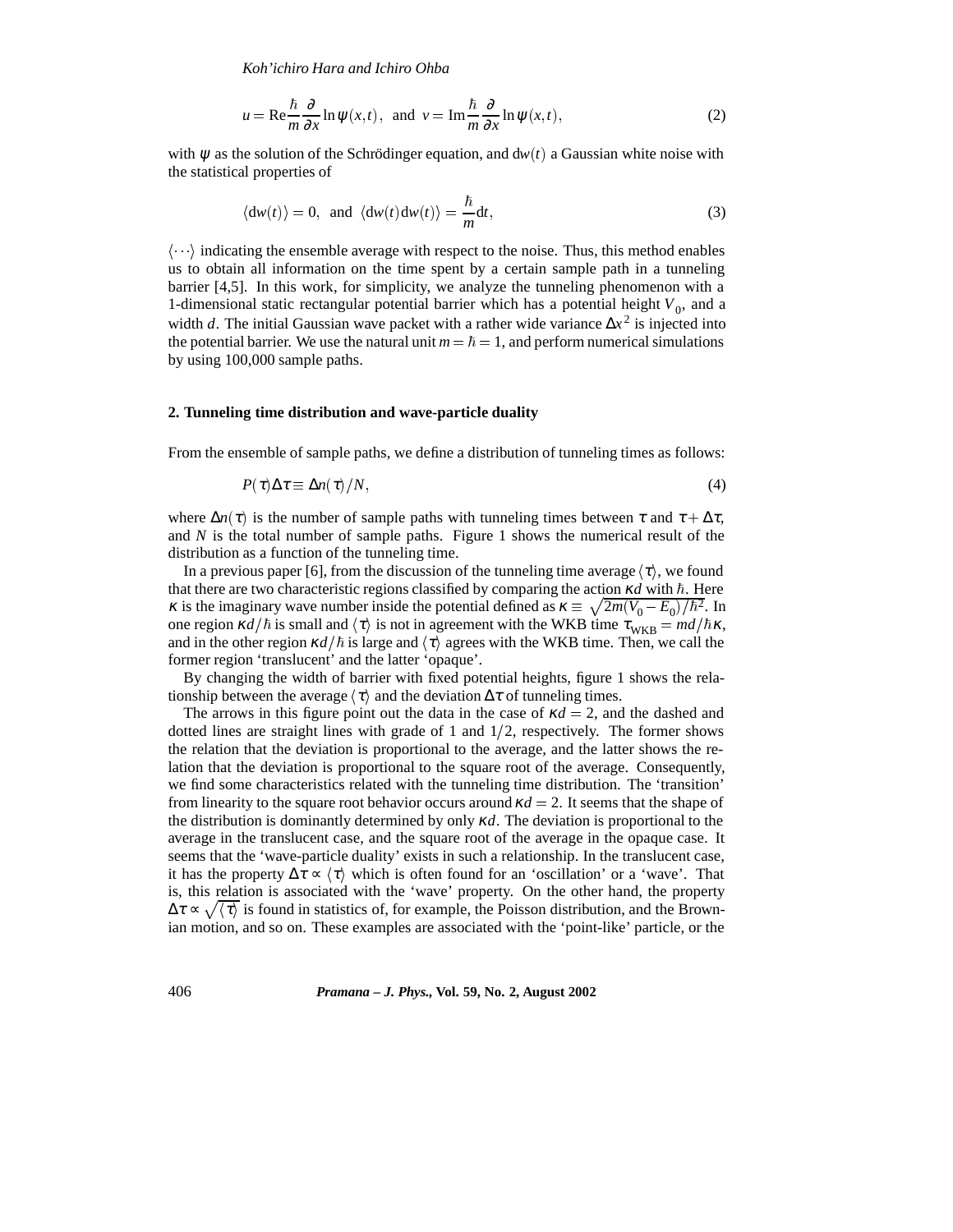$$u = \mathrm{Re}\frac{\hbar}{m}\frac{\partial}{\partial x}\ln\psi(x,t), \text{ and } v = \mathrm{Im}\frac{\hbar}{m}\frac{\partial}{\partial x}\ln\psi(x,t), \tag{2}$$

with $\psi$ as the solution of the Schrödinger equation, and $\mathrm{d}w(t)$ a Gaussian white noise with the statistical properties of

$$\langle \mathrm{d}w(t)\rangle = 0, \text{ and } \langle \mathrm{d}w(t)\mathrm{d}w(t)\rangle = \frac{\hbar}{m}\mathrm{d}t, \tag{3}$$

$\langle\cdots\rangle$ indicating the ensemble average with respect to the noise. Thus, this method enables us to obtain all information on the time spent by a certain sample path in a tunneling barrier [4,5]. In this work, for simplicity, we analyze the tunneling phenomenon with a 1-dimensional static rectangular potential barrier which has a potential height $V_0$, and a width $d$. The initial Gaussian wave packet with a rather wide variance $\Delta x^2$ is injected into the potential barrier. We use the natural unit $m = \hbar = 1$, and perform numerical simulations by using 100,000 sample paths.

## 2. Tunneling time distribution and wave-particle duality

From the ensemble of sample paths, we define a distribution of tunneling times as follows:

$$P(\tau)\Delta\tau \equiv \Delta n(\tau)/N, \tag{4}$$

where $\Delta n(\tau)$ is the number of sample paths with tunneling times between $\tau$ and $\tau + \Delta\tau$, and $N$ is the total number of sample paths. Figure 1 shows the numerical result of the distribution as a function of the tunneling time.

In a previous paper [6], from the discussion of the tunneling time average $\langle\tau\rangle$, we found that there are two characteristic regions classified by comparing the action $\kappa d$ with $\hbar$. Here $\kappa$ is the imaginary wave number inside the potential defined as $\kappa \equiv \sqrt{2m(V_0 - E_0)/\hbar^2}$. In one region $\kappa d/\hbar$ is small and $\langle\tau\rangle$ is not in agreement with the WKB time $\tau_{\mathrm{WKB}} = md/\hbar\kappa$, and in the other region $\kappa d/\hbar$ is large and $\langle\tau\rangle$ agrees with the WKB time. Then, we call the former region 'translucent' and the latter 'opaque'.

By changing the width of barrier with fixed potential heights, figure 1 shows the relationship between the average $\langle\tau\rangle$ and the deviation $\Delta\tau$ of tunneling times.

The arrows in this figure point out the data in the case of $\kappa d = 2$, and the dashed and dotted lines are straight lines with grade of 1 and $1/2$, respectively. The former shows the relation that the deviation is proportional to the average, and the latter shows the relation that the deviation is proportional to the square root of the average. Consequently, we find some characteristics related with the tunneling time distribution. The 'transition' from linearity to the square root behavior occurs around $\kappa d = 2$. It seems that the shape of the distribution is dominantly determined by only $\kappa d$. The deviation is proportional to the average in the translucent case, and the square root of the average in the opaque case. It seems that the 'wave-particle duality' exists in such a relationship. In the translucent case, it has the property $\Delta\tau \propto \langle\tau\rangle$ which is often found for an 'oscillation' or a 'wave'. That is, this relation is associated with the 'wave' property. On the other hand, the property $\Delta\tau \propto \sqrt{\langle\tau\rangle}$ is found in statistics of, for example, the Poisson distribution, and the Brownian motion, and so on. These examples are associated with the 'point-like' particle, or the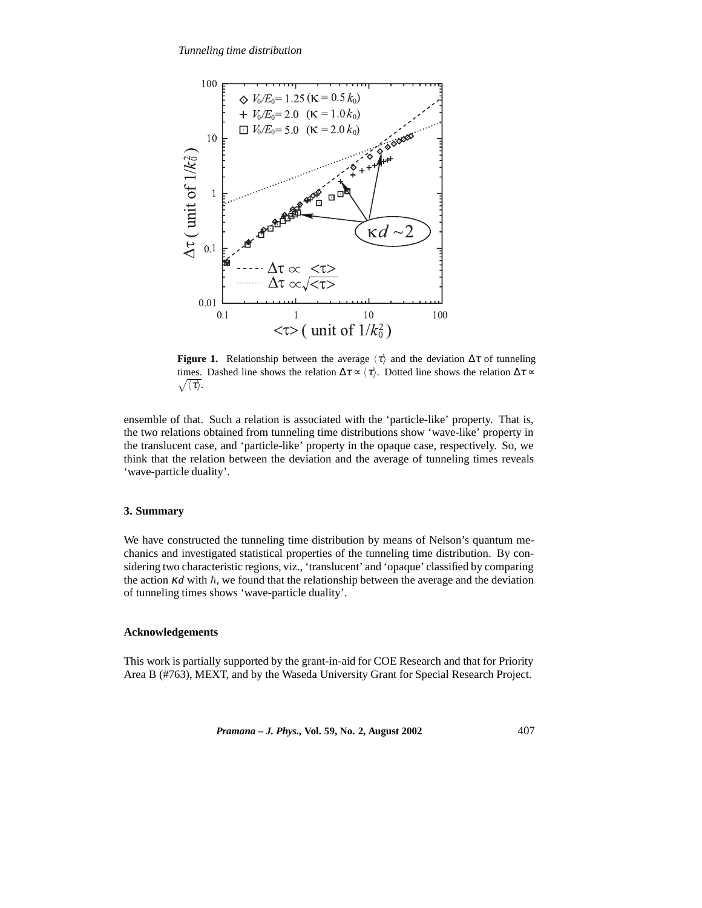**Figure 1.** Relationship between the average $\langle\tau\rangle$ and the deviation $\Delta\tau$ of tunneling times. Dashed line shows the relation $\Delta\tau \propto \langle\tau\rangle$. Dotted line shows the relation $\Delta\tau \propto \sqrt{\langle\tau\rangle}$.

ensemble of that. Such a relation is associated with the 'particle-like' property. That is, the two relations obtained from tunneling time distributions show 'wave-like' property in the translucent case, and 'particle-like' property in the opaque case, respectively. So, we think that the relation between the deviation and the average of tunneling times reveals 'wave-particle duality'.

## 3. Summary

We have constructed the tunneling time distribution by means of Nelson's quantum mechanics and investigated statistical properties of the tunneling time distribution. By considering two characteristic regions, viz., 'translucent' and 'opaque' classified by comparing the action $\kappa d$ with $\hbar$, we found that the relationship between the average and the deviation of tunneling times shows 'wave-particle duality'.

## Acknowledgements

This work is partially supported by the grant-in-aid for COE Research and that for Priority Area B (#763), MEXT, and by the Waseda University Grant for Special Research Project.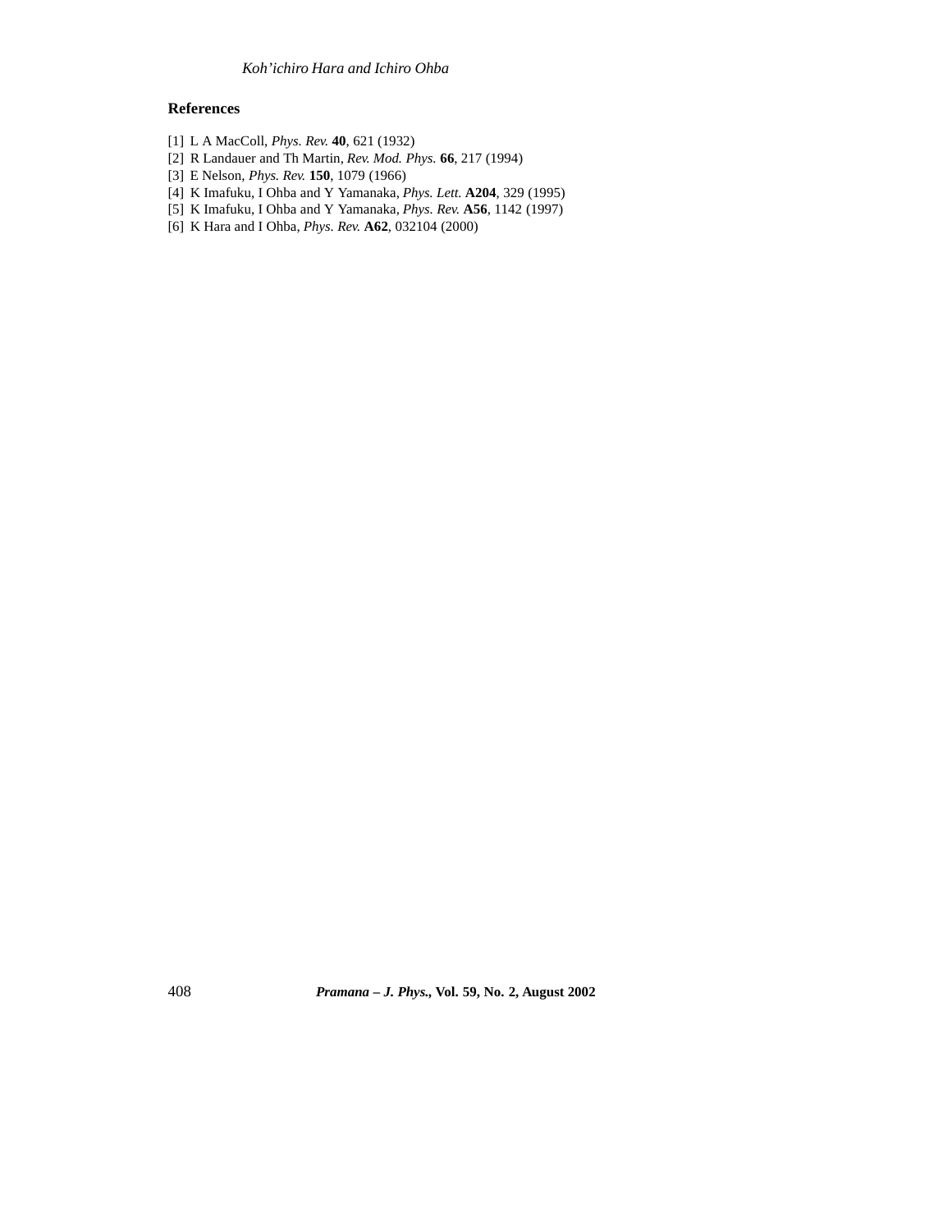## References

[1] L A MacColl, *Phys. Rev.* **40**, 621 (1932)
[2] R Landauer and Th Martin, *Rev. Mod. Phys.* **66**, 217 (1994)
[3] E Nelson, *Phys. Rev.* **150**, 1079 (1966)
[4] K Imafuku, I Ohba and Y Yamanaka, *Phys. Lett.* **A204**, 329 (1995)
[5] K Imafuku, I Ohba and Y Yamanaka, *Phys. Rev.* **A56**, 1142 (1997)
[6] K Hara and I Ohba, *Phys. Rev.* **A62**, 032104 (2000)